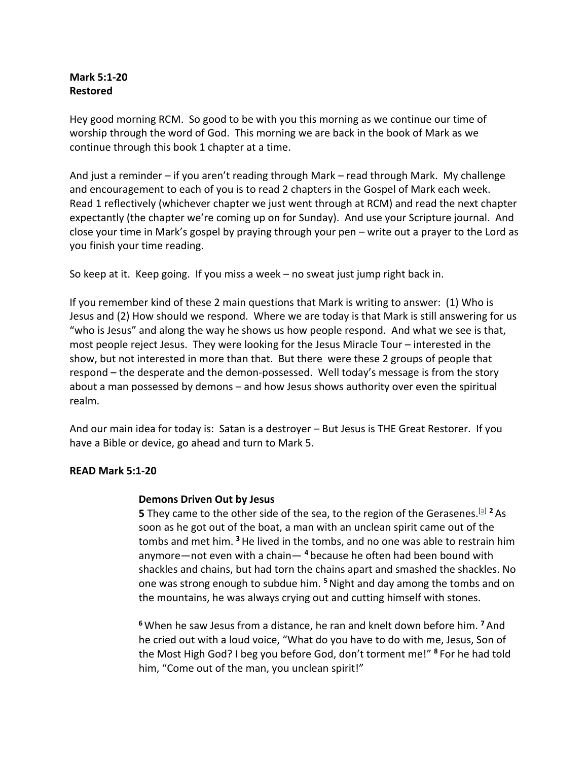**Mark 5:1-20**
**Restored**

Hey good morning RCM. So good to be with you this morning as we continue our time of worship through the word of God. This morning we are back in the book of Mark as we continue through this book 1 chapter at a time.

And just a reminder – if you aren't reading through Mark – read through Mark. My challenge and encouragement to each of you is to read 2 chapters in the Gospel of Mark each week. Read 1 reflectively (whichever chapter we just went through at RCM) and read the next chapter expectantly (the chapter we're coming up on for Sunday). And use your Scripture journal. And close your time in Mark's gospel by praying through your pen – write out a prayer to the Lord as you finish your time reading.

So keep at it. Keep going. If you miss a week – no sweat just jump right back in.

If you remember kind of these 2 main questions that Mark is writing to answer: (1) Who is Jesus and (2) How should we respond. Where we are today is that Mark is still answering for us "who is Jesus" and along the way he shows us how people respond. And what we see is that, most people reject Jesus. They were looking for the Jesus Miracle Tour – interested in the show, but not interested in more than that. But there were these 2 groups of people that respond – the desperate and the demon-possessed. Well today's message is from the story about a man possessed by demons – and how Jesus shows authority over even the spiritual realm.

And our main idea for today is: Satan is a destroyer – But Jesus is THE Great Restorer. If you have a Bible or device, go ahead and turn to Mark 5.

**READ Mark 5:1-20**

> **Demons Driven Out by Jesus**
> **5** They came to the other side of the sea, to the region of the Gerasenes.[a] **2** As soon as he got out of the boat, a man with an unclean spirit came out of the tombs and met him. **3** He lived in the tombs, and no one was able to restrain him anymore—not even with a chain— **4** because he often had been bound with shackles and chains, but had torn the chains apart and smashed the shackles. No one was strong enough to subdue him. **5** Night and day among the tombs and on the mountains, he was always crying out and cutting himself with stones.
>
> **6** When he saw Jesus from a distance, he ran and knelt down before him. **7** And he cried out with a loud voice, "What do you have to do with me, Jesus, Son of the Most High God? I beg you before God, don't torment me!" **8** For he had told him, "Come out of the man, you unclean spirit!"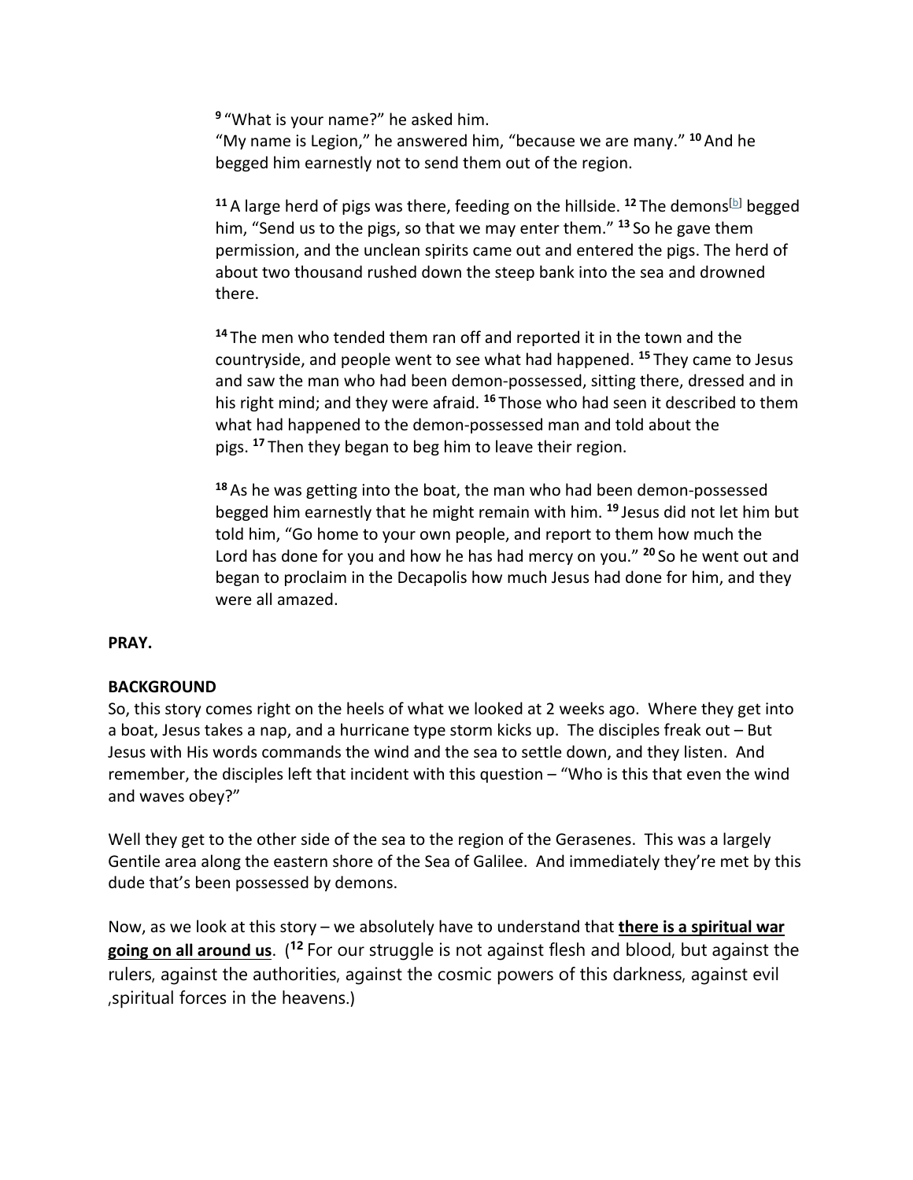[9] "What is your name?" he asked him.
"My name is Legion," he answered him, "because we are many." [10] And he begged him earnestly not to send them out of the region.

[11] A large herd of pigs was there, feeding on the hillside. [12] The demons[b] begged him, "Send us to the pigs, so that we may enter them." [13] So he gave them permission, and the unclean spirits came out and entered the pigs. The herd of about two thousand rushed down the steep bank into the sea and drowned there.

[14] The men who tended them ran off and reported it in the town and the countryside, and people went to see what had happened. [15] They came to Jesus and saw the man who had been demon-possessed, sitting there, dressed and in his right mind; and they were afraid. [16] Those who had seen it described to them what had happened to the demon-possessed man and told about the pigs. [17] Then they began to beg him to leave their region.

[18] As he was getting into the boat, the man who had been demon-possessed begged him earnestly that he might remain with him. [19] Jesus did not let him but told him, "Go home to your own people, and report to them how much the Lord has done for you and how he has had mercy on you." [20] So he went out and began to proclaim in the Decapolis how much Jesus had done for him, and they were all amazed.

**PRAY.**

**BACKGROUND**

So, this story comes right on the heels of what we looked at 2 weeks ago. Where they get into a boat, Jesus takes a nap, and a hurricane type storm kicks up. The disciples freak out – But Jesus with His words commands the wind and the sea to settle down, and they listen. And remember, the disciples left that incident with this question – "Who is this that even the wind and waves obey?"

Well they get to the other side of the sea to the region of the Gerasenes. This was a largely Gentile area along the eastern shore of the Sea of Galilee. And immediately they're met by this dude that's been possessed by demons.

Now, as we look at this story – we absolutely have to understand that **<u>there is a spiritual war going on all around us</u>**. ([12] For our struggle is not against flesh and blood, but against the rulers, against the authorities, against the cosmic powers of this darkness, against evil ,spiritual forces in the heavens.)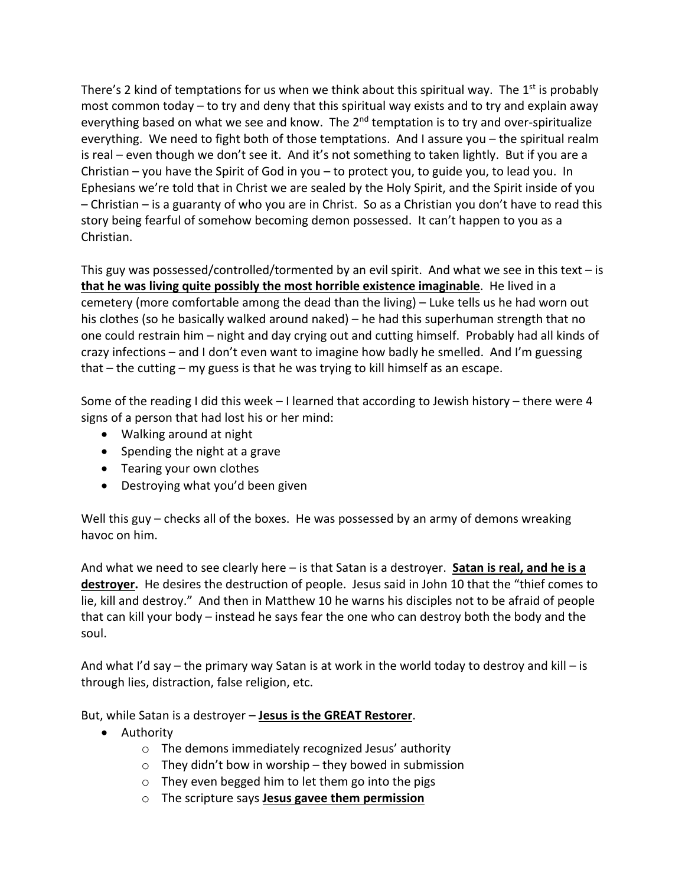There's 2 kind of temptations for us when we think about this spiritual way. The 1st is probably most common today – to try and deny that this spiritual way exists and to try and explain away everything based on what we see and know. The 2nd temptation is to try and over-spiritualize everything. We need to fight both of those temptations. And I assure you – the spiritual realm is real – even though we don't see it. And it's not something to taken lightly. But if you are a Christian – you have the Spirit of God in you – to protect you, to guide you, to lead you. In Ephesians we're told that in Christ we are sealed by the Holy Spirit, and the Spirit inside of you – Christian – is a guaranty of who you are in Christ. So as a Christian you don't have to read this story being fearful of somehow becoming demon possessed. It can't happen to you as a Christian.

This guy was possessed/controlled/tormented by an evil spirit. And what we see in this text – is **<u>that he was living quite possibly the most horrible existence imaginable</u>**. He lived in a cemetery (more comfortable among the dead than the living) – Luke tells us he had worn out his clothes (so he basically walked around naked) – he had this superhuman strength that no one could restrain him – night and day crying out and cutting himself. Probably had all kinds of crazy infections – and I don't even want to imagine how badly he smelled. And I'm guessing that – the cutting – my guess is that he was trying to kill himself as an escape.

Some of the reading I did this week – I learned that according to Jewish history – there were 4 signs of a person that had lost his or her mind:

- Walking around at night
- Spending the night at a grave
- Tearing your own clothes
- Destroying what you'd been given

Well this guy – checks all of the boxes. He was possessed by an army of demons wreaking havoc on him.

And what we need to see clearly here – is that Satan is a destroyer. **<u>Satan is real, and he is a destroyer</u>.** He desires the destruction of people. Jesus said in John 10 that the "thief comes to lie, kill and destroy." And then in Matthew 10 he warns his disciples not to be afraid of people that can kill your body – instead he says fear the one who can destroy both the body and the soul.

And what I'd say – the primary way Satan is at work in the world today to destroy and kill – is through lies, distraction, false religion, etc.

But, while Satan is a destroyer – **<u>Jesus is the GREAT Restorer</u>**.

- Authority
  - The demons immediately recognized Jesus' authority
  - They didn't bow in worship – they bowed in submission
  - They even begged him to let them go into the pigs
  - The scripture says **<u>Jesus gavee them permission</u>**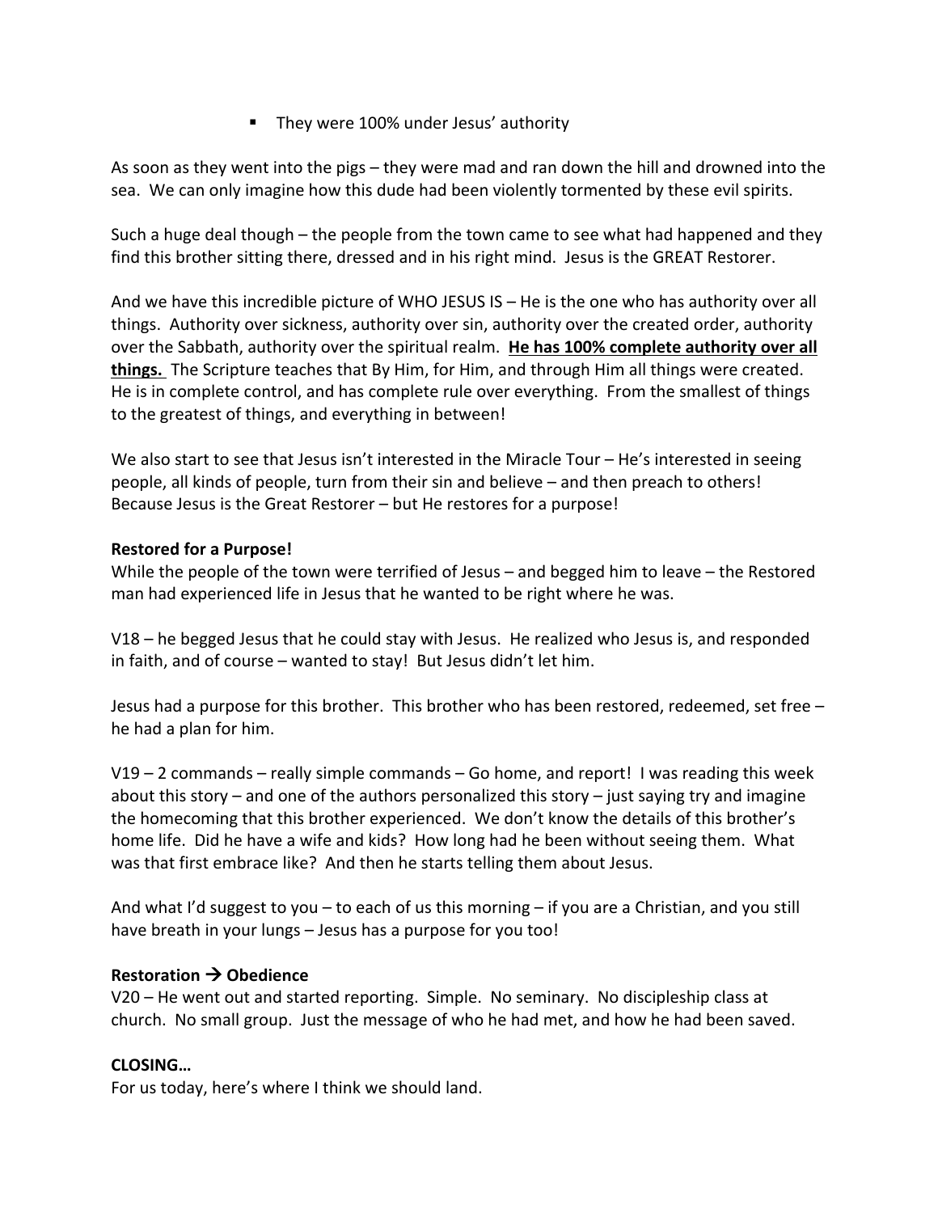- They were 100% under Jesus' authority

As soon as they went into the pigs – they were mad and ran down the hill and drowned into the sea. We can only imagine how this dude had been violently tormented by these evil spirits.

Such a huge deal though – the people from the town came to see what had happened and they find this brother sitting there, dressed and in his right mind. Jesus is the GREAT Restorer.

And we have this incredible picture of WHO JESUS IS – He is the one who has authority over all things. Authority over sickness, authority over sin, authority over the created order, authority over the Sabbath, authority over the spiritual realm. <u>**He has 100% complete authority over all things.**</u> The Scripture teaches that By Him, for Him, and through Him all things were created. He is in complete control, and has complete rule over everything. From the smallest of things to the greatest of things, and everything in between!

We also start to see that Jesus isn't interested in the Miracle Tour – He's interested in seeing people, all kinds of people, turn from their sin and believe – and then preach to others! Because Jesus is the Great Restorer – but He restores for a purpose!

**Restored for a Purpose!**

While the people of the town were terrified of Jesus – and begged him to leave – the Restored man had experienced life in Jesus that he wanted to be right where he was.

V18 – he begged Jesus that he could stay with Jesus. He realized who Jesus is, and responded in faith, and of course – wanted to stay! But Jesus didn't let him.

Jesus had a purpose for this brother. This brother who has been restored, redeemed, set free – he had a plan for him.

V19 – 2 commands – really simple commands – Go home, and report! I was reading this week about this story – and one of the authors personalized this story – just saying try and imagine the homecoming that this brother experienced. We don't know the details of this brother's home life. Did he have a wife and kids? How long had he been without seeing them. What was that first embrace like? And then he starts telling them about Jesus.

And what I'd suggest to you – to each of us this morning – if you are a Christian, and you still have breath in your lungs – Jesus has a purpose for you too!

**Restoration → Obedience**

V20 – He went out and started reporting. Simple. No seminary. No discipleship class at church. No small group. Just the message of who he had met, and how he had been saved.

**CLOSING…**

For us today, here's where I think we should land.